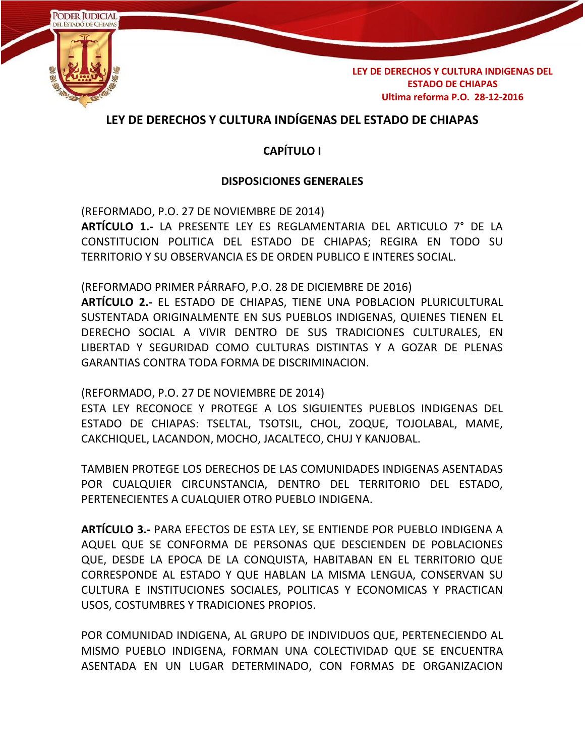# LEY DE DERECHOS Y CULTURA INDÍGENAS DEL ESTADO DE CHIAPAS

## CAPÍTULO I

## DISPOSICIONES GENERALES

(REFORMADO, P.O. 27 DE NOVIEMBRE DE 2014)
**ARTÍCULO 1.-** LA PRESENTE LEY ES REGLAMENTARIA DEL ARTICULO 7° DE LA CONSTITUCION POLITICA DEL ESTADO DE CHIAPAS; REGIRA EN TODO SU TERRITORIO Y SU OBSERVANCIA ES DE ORDEN PUBLICO E INTERES SOCIAL.

(REFORMADO PRIMER PÁRRAFO, P.O. 28 DE DICIEMBRE DE 2016)
**ARTÍCULO 2.-** EL ESTADO DE CHIAPAS, TIENE UNA POBLACION PLURICULTURAL SUSTENTADA ORIGINALMENTE EN SUS PUEBLOS INDIGENAS, QUIENES TIENEN EL DERECHO SOCIAL A VIVIR DENTRO DE SUS TRADICIONES CULTURALES, EN LIBERTAD Y SEGURIDAD COMO CULTURAS DISTINTAS Y A GOZAR DE PLENAS GARANTIAS CONTRA TODA FORMA DE DISCRIMINACION.

(REFORMADO, P.O. 27 DE NOVIEMBRE DE 2014)
ESTA LEY RECONOCE Y PROTEGE A LOS SIGUIENTES PUEBLOS INDIGENAS DEL ESTADO DE CHIAPAS: TSELTAL, TSOTSIL, CHOL, ZOQUE, TOJOLABAL, MAME, CAKCHIQUEL, LACANDON, MOCHO, JACALTECO, CHUJ Y KANJOBAL.

TAMBIEN PROTEGE LOS DERECHOS DE LAS COMUNIDADES INDIGENAS ASENTADAS POR CUALQUIER CIRCUNSTANCIA, DENTRO DEL TERRITORIO DEL ESTADO, PERTENECIENTES A CUALQUIER OTRO PUEBLO INDIGENA.

**ARTÍCULO 3.-** PARA EFECTOS DE ESTA LEY, SE ENTIENDE POR PUEBLO INDIGENA A AQUEL QUE SE CONFORMA DE PERSONAS QUE DESCIENDEN DE POBLACIONES QUE, DESDE LA EPOCA DE LA CONQUISTA, HABITABAN EN EL TERRITORIO QUE CORRESPONDE AL ESTADO Y QUE HABLAN LA MISMA LENGUA, CONSERVAN SU CULTURA E INSTITUCIONES SOCIALES, POLITICAS Y ECONOMICAS Y PRACTICAN USOS, COSTUMBRES Y TRADICIONES PROPIOS.

POR COMUNIDAD INDIGENA, AL GRUPO DE INDIVIDUOS QUE, PERTENECIENDO AL MISMO PUEBLO INDIGENA, FORMAN UNA COLECTIVIDAD QUE SE ENCUENTRA ASENTADA EN UN LUGAR DETERMINADO, CON FORMAS DE ORGANIZACION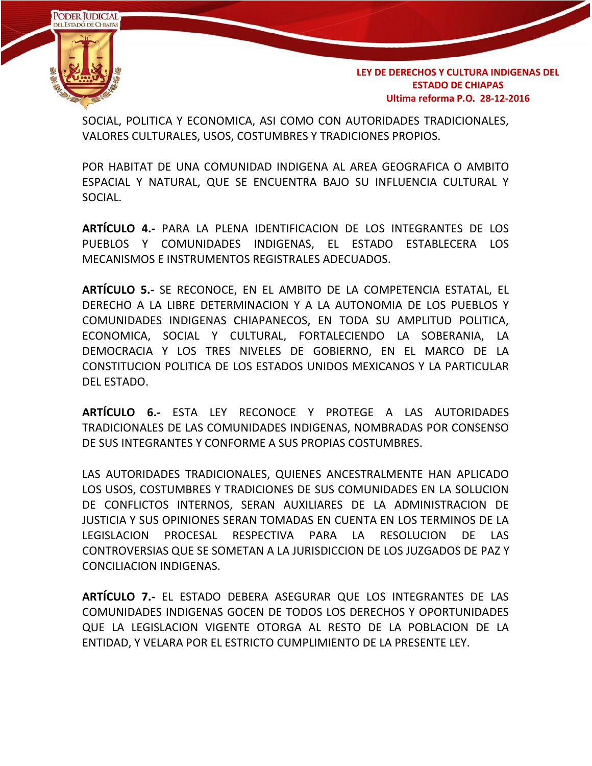SOCIAL, POLITICA Y ECONOMICA, ASI COMO CON AUTORIDADES TRADICIONALES, VALORES CULTURALES, USOS, COSTUMBRES Y TRADICIONES PROPIOS.

POR HABITAT DE UNA COMUNIDAD INDIGENA AL AREA GEOGRAFICA O AMBITO ESPACIAL Y NATURAL, QUE SE ENCUENTRA BAJO SU INFLUENCIA CULTURAL Y SOCIAL.

**ARTÍCULO 4.-** PARA LA PLENA IDENTIFICACION DE LOS INTEGRANTES DE LOS PUEBLOS Y COMUNIDADES INDIGENAS, EL ESTADO ESTABLECERA LOS MECANISMOS E INSTRUMENTOS REGISTRALES ADECUADOS.

**ARTÍCULO 5.-** SE RECONOCE, EN EL AMBITO DE LA COMPETENCIA ESTATAL, EL DERECHO A LA LIBRE DETERMINACION Y A LA AUTONOMIA DE LOS PUEBLOS Y COMUNIDADES INDIGENAS CHIAPANECOS, EN TODA SU AMPLITUD POLITICA, ECONOMICA, SOCIAL Y CULTURAL, FORTALECIENDO LA SOBERANIA, LA DEMOCRACIA Y LOS TRES NIVELES DE GOBIERNO, EN EL MARCO DE LA CONSTITUCION POLITICA DE LOS ESTADOS UNIDOS MEXICANOS Y LA PARTICULAR DEL ESTADO.

**ARTÍCULO 6.-** ESTA LEY RECONOCE Y PROTEGE A LAS AUTORIDADES TRADICIONALES DE LAS COMUNIDADES INDIGENAS, NOMBRADAS POR CONSENSO DE SUS INTEGRANTES Y CONFORME A SUS PROPIAS COSTUMBRES.

LAS AUTORIDADES TRADICIONALES, QUIENES ANCESTRALMENTE HAN APLICADO LOS USOS, COSTUMBRES Y TRADICIONES DE SUS COMUNIDADES EN LA SOLUCION DE CONFLICTOS INTERNOS, SERAN AUXILIARES DE LA ADMINISTRACION DE JUSTICIA Y SUS OPINIONES SERAN TOMADAS EN CUENTA EN LOS TERMINOS DE LA LEGISLACION PROCESAL RESPECTIVA PARA LA RESOLUCION DE LAS CONTROVERSIAS QUE SE SOMETAN A LA JURISDICCION DE LOS JUZGADOS DE PAZ Y CONCILIACION INDIGENAS.

**ARTÍCULO 7.-** EL ESTADO DEBERA ASEGURAR QUE LOS INTEGRANTES DE LAS COMUNIDADES INDIGENAS GOCEN DE TODOS LOS DERECHOS Y OPORTUNIDADES QUE LA LEGISLACION VIGENTE OTORGA AL RESTO DE LA POBLACION DE LA ENTIDAD, Y VELARA POR EL ESTRICTO CUMPLIMIENTO DE LA PRESENTE LEY.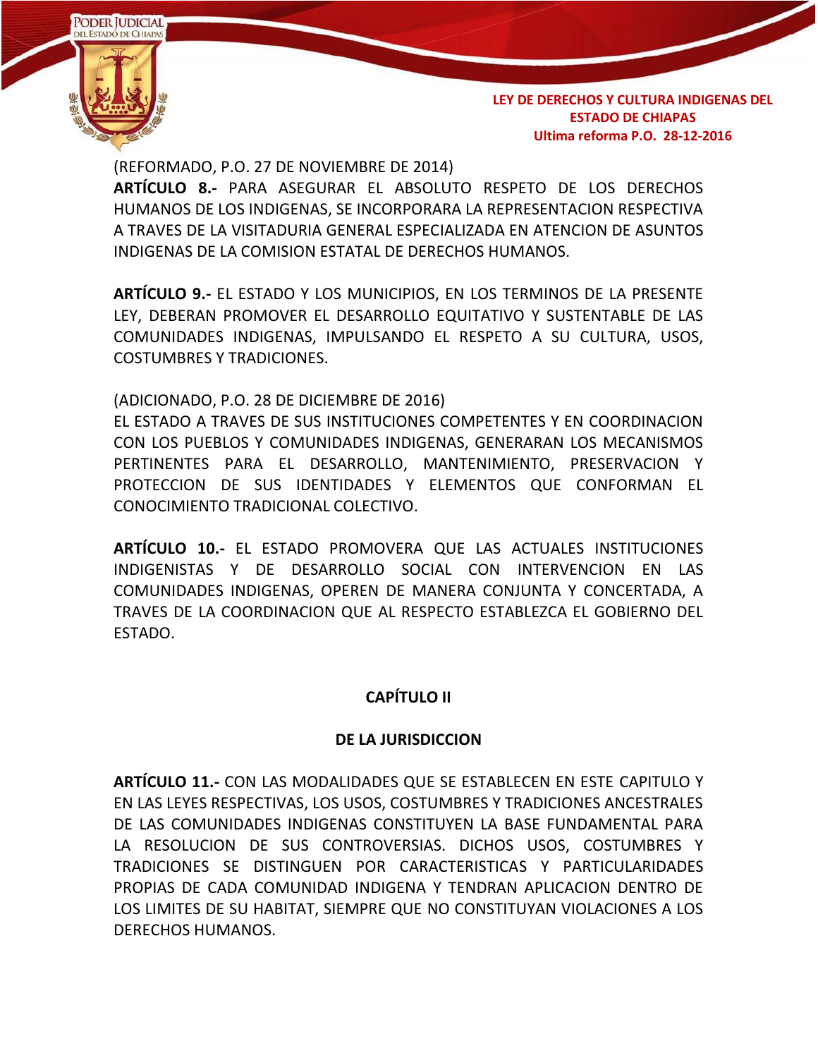(REFORMADO, P.O. 27 DE NOVIEMBRE DE 2014)
**ARTÍCULO 8.-** PARA ASEGURAR EL ABSOLUTO RESPETO DE LOS DERECHOS HUMANOS DE LOS INDIGENAS, SE INCORPORARA LA REPRESENTACION RESPECTIVA A TRAVES DE LA VISITADURIA GENERAL ESPECIALIZADA EN ATENCION DE ASUNTOS INDIGENAS DE LA COMISION ESTATAL DE DERECHOS HUMANOS.

**ARTÍCULO 9.-** EL ESTADO Y LOS MUNICIPIOS, EN LOS TERMINOS DE LA PRESENTE LEY, DEBERAN PROMOVER EL DESARROLLO EQUITATIVO Y SUSTENTABLE DE LAS COMUNIDADES INDIGENAS, IMPULSANDO EL RESPETO A SU CULTURA, USOS, COSTUMBRES Y TRADICIONES.

(ADICIONADO, P.O. 28 DE DICIEMBRE DE 2016)
EL ESTADO A TRAVES DE SUS INSTITUCIONES COMPETENTES Y EN COORDINACION CON LOS PUEBLOS Y COMUNIDADES INDIGENAS, GENERARAN LOS MECANISMOS PERTINENTES PARA EL DESARROLLO, MANTENIMIENTO, PRESERVACION Y PROTECCION DE SUS IDENTIDADES Y ELEMENTOS QUE CONFORMAN EL CONOCIMIENTO TRADICIONAL COLECTIVO.

**ARTÍCULO 10.-** EL ESTADO PROMOVERA QUE LAS ACTUALES INSTITUCIONES INDIGENISTAS Y DE DESARROLLO SOCIAL CON INTERVENCION EN LAS COMUNIDADES INDIGENAS, OPEREN DE MANERA CONJUNTA Y CONCERTADA, A TRAVES DE LA COORDINACION QUE AL RESPECTO ESTABLEZCA EL GOBIERNO DEL ESTADO.

## CAPÍTULO II

## DE LA JURISDICCION

**ARTÍCULO 11.-** CON LAS MODALIDADES QUE SE ESTABLECEN EN ESTE CAPITULO Y EN LAS LEYES RESPECTIVAS, LOS USOS, COSTUMBRES Y TRADICIONES ANCESTRALES DE LAS COMUNIDADES INDIGENAS CONSTITUYEN LA BASE FUNDAMENTAL PARA LA RESOLUCION DE SUS CONTROVERSIAS. DICHOS USOS, COSTUMBRES Y TRADICIONES SE DISTINGUEN POR CARACTERISTICAS Y PARTICULARIDADES PROPIAS DE CADA COMUNIDAD INDIGENA Y TENDRAN APLICACION DENTRO DE LOS LIMITES DE SU HABITAT, SIEMPRE QUE NO CONSTITUYAN VIOLACIONES A LOS DERECHOS HUMANOS.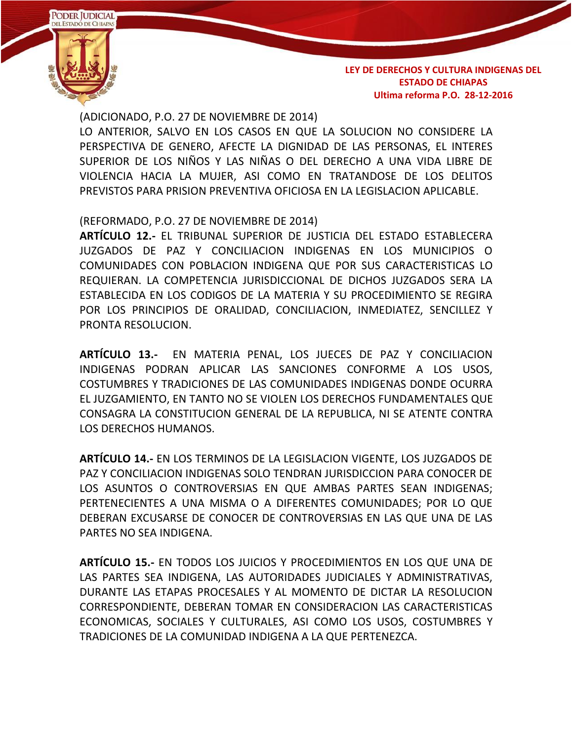(ADICIONADO, P.O. 27 DE NOVIEMBRE DE 2014)
LO ANTERIOR, SALVO EN LOS CASOS EN QUE LA SOLUCION NO CONSIDERE LA PERSPECTIVA DE GENERO, AFECTE LA DIGNIDAD DE LAS PERSONAS, EL INTERES SUPERIOR DE LOS NIÑOS Y LAS NIÑAS O DEL DERECHO A UNA VIDA LIBRE DE VIOLENCIA HACIA LA MUJER, ASI COMO EN TRATANDOSE DE LOS DELITOS PREVISTOS PARA PRISION PREVENTIVA OFICIOSA EN LA LEGISLACION APLICABLE.

(REFORMADO, P.O. 27 DE NOVIEMBRE DE 2014)
**ARTÍCULO 12.-** EL TRIBUNAL SUPERIOR DE JUSTICIA DEL ESTADO ESTABLECERA JUZGADOS DE PAZ Y CONCILIACION INDIGENAS EN LOS MUNICIPIOS O COMUNIDADES CON POBLACION INDIGENA QUE POR SUS CARACTERISTICAS LO REQUIERAN. LA COMPETENCIA JURISDICCIONAL DE DICHOS JUZGADOS SERA LA ESTABLECIDA EN LOS CODIGOS DE LA MATERIA Y SU PROCEDIMIENTO SE REGIRA POR LOS PRINCIPIOS DE ORALIDAD, CONCILIACION, INMEDIATEZ, SENCILLEZ Y PRONTA RESOLUCION.

**ARTÍCULO 13.-** EN MATERIA PENAL, LOS JUECES DE PAZ Y CONCILIACION INDIGENAS PODRAN APLICAR LAS SANCIONES CONFORME A LOS USOS, COSTUMBRES Y TRADICIONES DE LAS COMUNIDADES INDIGENAS DONDE OCURRA EL JUZGAMIENTO, EN TANTO NO SE VIOLEN LOS DERECHOS FUNDAMENTALES QUE CONSAGRA LA CONSTITUCION GENERAL DE LA REPUBLICA, NI SE ATENTE CONTRA LOS DERECHOS HUMANOS.

**ARTÍCULO 14.-** EN LOS TERMINOS DE LA LEGISLACION VIGENTE, LOS JUZGADOS DE PAZ Y CONCILIACION INDIGENAS SOLO TENDRAN JURISDICCION PARA CONOCER DE LOS ASUNTOS O CONTROVERSIAS EN QUE AMBAS PARTES SEAN INDIGENAS; PERTENECIENTES A UNA MISMA O A DIFERENTES COMUNIDADES; POR LO QUE DEBERAN EXCUSARSE DE CONOCER DE CONTROVERSIAS EN LAS QUE UNA DE LAS PARTES NO SEA INDIGENA.

**ARTÍCULO 15.-** EN TODOS LOS JUICIOS Y PROCEDIMIENTOS EN LOS QUE UNA DE LAS PARTES SEA INDIGENA, LAS AUTORIDADES JUDICIALES Y ADMINISTRATIVAS, DURANTE LAS ETAPAS PROCESALES Y AL MOMENTO DE DICTAR LA RESOLUCION CORRESPONDIENTE, DEBERAN TOMAR EN CONSIDERACION LAS CARACTERISTICAS ECONOMICAS, SOCIALES Y CULTURALES, ASI COMO LOS USOS, COSTUMBRES Y TRADICIONES DE LA COMUNIDAD INDIGENA A LA QUE PERTENEZCA.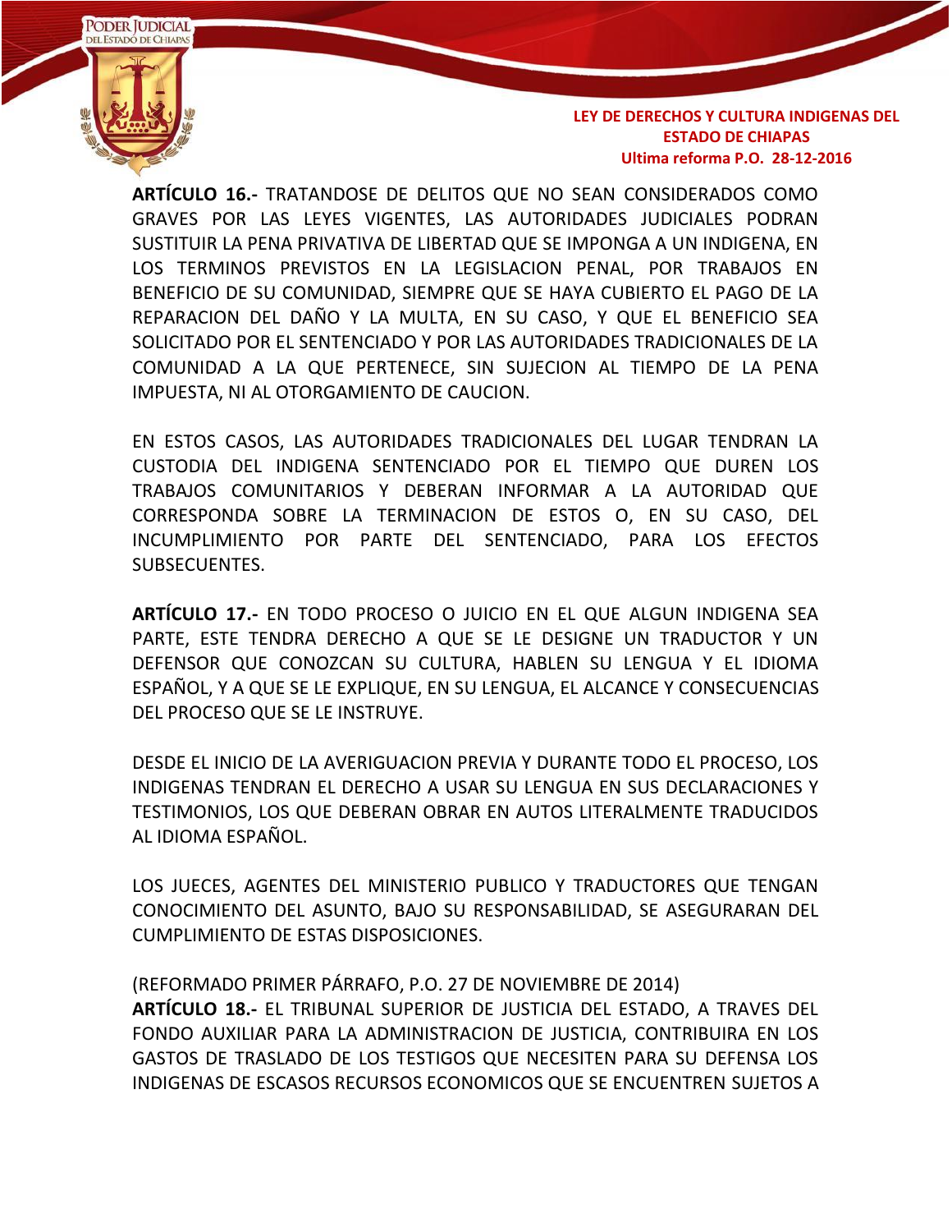**ARTÍCULO 16.-** TRATANDOSE DE DELITOS QUE NO SEAN CONSIDERADOS COMO GRAVES POR LAS LEYES VIGENTES, LAS AUTORIDADES JUDICIALES PODRAN SUSTITUIR LA PENA PRIVATIVA DE LIBERTAD QUE SE IMPONGA A UN INDIGENA, EN LOS TERMINOS PREVISTOS EN LA LEGISLACION PENAL, POR TRABAJOS EN BENEFICIO DE SU COMUNIDAD, SIEMPRE QUE SE HAYA CUBIERTO EL PAGO DE LA REPARACION DEL DAÑO Y LA MULTA, EN SU CASO, Y QUE EL BENEFICIO SEA SOLICITADO POR EL SENTENCIADO Y POR LAS AUTORIDADES TRADICIONALES DE LA COMUNIDAD A LA QUE PERTENECE, SIN SUJECION AL TIEMPO DE LA PENA IMPUESTA, NI AL OTORGAMIENTO DE CAUCION.

EN ESTOS CASOS, LAS AUTORIDADES TRADICIONALES DEL LUGAR TENDRAN LA CUSTODIA DEL INDIGENA SENTENCIADO POR EL TIEMPO QUE DUREN LOS TRABAJOS COMUNITARIOS Y DEBERAN INFORMAR A LA AUTORIDAD QUE CORRESPONDA SOBRE LA TERMINACION DE ESTOS O, EN SU CASO, DEL INCUMPLIMIENTO POR PARTE DEL SENTENCIADO, PARA LOS EFECTOS SUBSECUENTES.

**ARTÍCULO 17.-** EN TODO PROCESO O JUICIO EN EL QUE ALGUN INDIGENA SEA PARTE, ESTE TENDRA DERECHO A QUE SE LE DESIGNE UN TRADUCTOR Y UN DEFENSOR QUE CONOZCAN SU CULTURA, HABLEN SU LENGUA Y EL IDIOMA ESPAÑOL, Y A QUE SE LE EXPLIQUE, EN SU LENGUA, EL ALCANCE Y CONSECUENCIAS DEL PROCESO QUE SE LE INSTRUYE.

DESDE EL INICIO DE LA AVERIGUACION PREVIA Y DURANTE TODO EL PROCESO, LOS INDIGENAS TENDRAN EL DERECHO A USAR SU LENGUA EN SUS DECLARACIONES Y TESTIMONIOS, LOS QUE DEBERAN OBRAR EN AUTOS LITERALMENTE TRADUCIDOS AL IDIOMA ESPAÑOL.

LOS JUECES, AGENTES DEL MINISTERIO PUBLICO Y TRADUCTORES QUE TENGAN CONOCIMIENTO DEL ASUNTO, BAJO SU RESPONSABILIDAD, SE ASEGURARAN DEL CUMPLIMIENTO DE ESTAS DISPOSICIONES.

(REFORMADO PRIMER PÁRRAFO, P.O. 27 DE NOVIEMBRE DE 2014)
**ARTÍCULO 18.-** EL TRIBUNAL SUPERIOR DE JUSTICIA DEL ESTADO, A TRAVES DEL FONDO AUXILIAR PARA LA ADMINISTRACION DE JUSTICIA, CONTRIBUIRA EN LOS GASTOS DE TRASLADO DE LOS TESTIGOS QUE NECESITEN PARA SU DEFENSA LOS INDIGENAS DE ESCASOS RECURSOS ECONOMICOS QUE SE ENCUENTREN SUJETOS A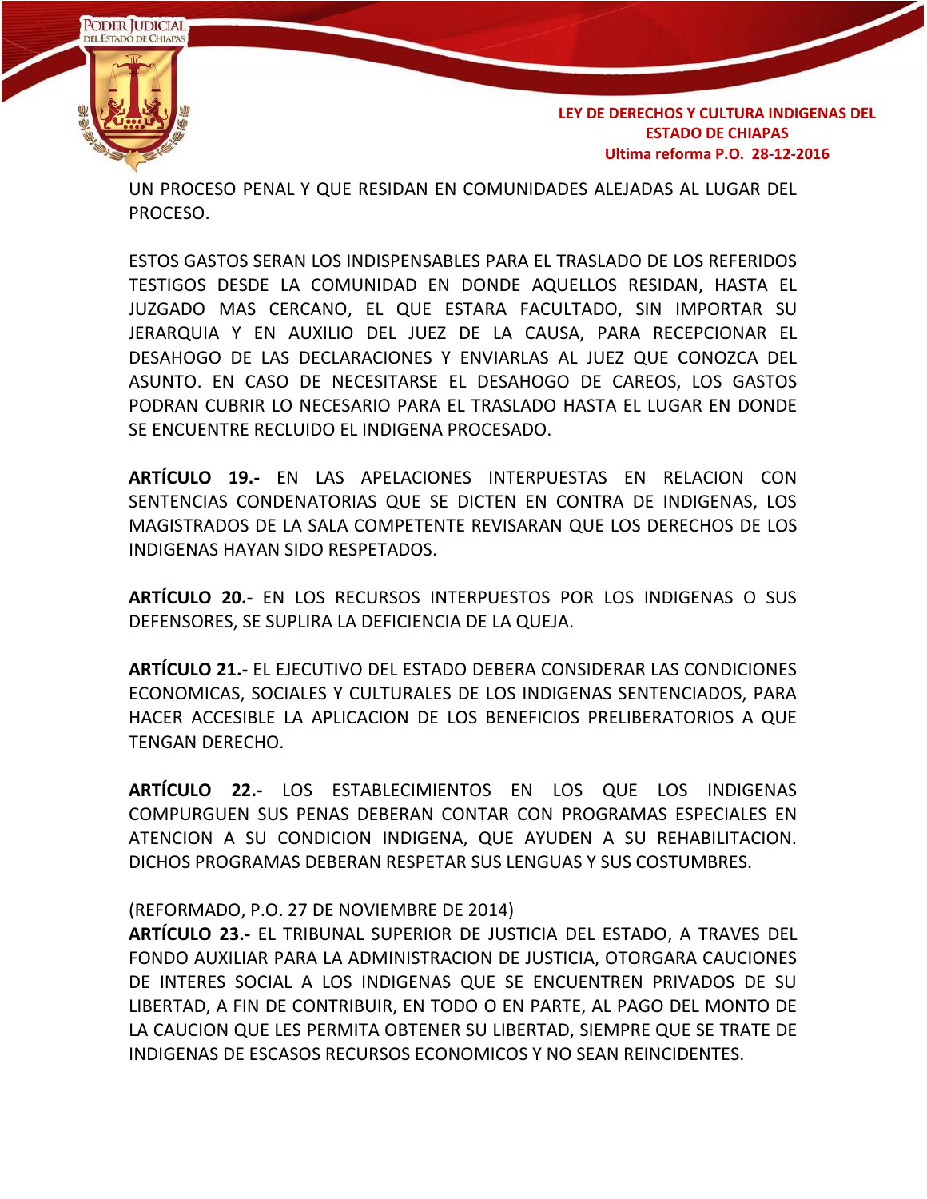UN PROCESO PENAL Y QUE RESIDAN EN COMUNIDADES ALEJADAS AL LUGAR DEL PROCESO.

ESTOS GASTOS SERAN LOS INDISPENSABLES PARA EL TRASLADO DE LOS REFERIDOS TESTIGOS DESDE LA COMUNIDAD EN DONDE AQUELLOS RESIDAN, HASTA EL JUZGADO MAS CERCANO, EL QUE ESTARA FACULTADO, SIN IMPORTAR SU JERARQUIA Y EN AUXILIO DEL JUEZ DE LA CAUSA, PARA RECEPCIONAR EL DESAHOGO DE LAS DECLARACIONES Y ENVIARLAS AL JUEZ QUE CONOZCA DEL ASUNTO. EN CASO DE NECESITARSE EL DESAHOGO DE CAREOS, LOS GASTOS PODRAN CUBRIR LO NECESARIO PARA EL TRASLADO HASTA EL LUGAR EN DONDE SE ENCUENTRE RECLUIDO EL INDIGENA PROCESADO.

**ARTÍCULO 19.-** EN LAS APELACIONES INTERPUESTAS EN RELACION CON SENTENCIAS CONDENATORIAS QUE SE DICTEN EN CONTRA DE INDIGENAS, LOS MAGISTRADOS DE LA SALA COMPETENTE REVISARAN QUE LOS DERECHOS DE LOS INDIGENAS HAYAN SIDO RESPETADOS.

**ARTÍCULO 20.-** EN LOS RECURSOS INTERPUESTOS POR LOS INDIGENAS O SUS DEFENSORES, SE SUPLIRA LA DEFICIENCIA DE LA QUEJA.

**ARTÍCULO 21.-** EL EJECUTIVO DEL ESTADO DEBERA CONSIDERAR LAS CONDICIONES ECONOMICAS, SOCIALES Y CULTURALES DE LOS INDIGENAS SENTENCIADOS, PARA HACER ACCESIBLE LA APLICACION DE LOS BENEFICIOS PRELIBERATORIOS A QUE TENGAN DERECHO.

**ARTÍCULO 22.-** LOS ESTABLECIMIENTOS EN LOS QUE LOS INDIGENAS COMPURGUEN SUS PENAS DEBERAN CONTAR CON PROGRAMAS ESPECIALES EN ATENCION A SU CONDICION INDIGENA, QUE AYUDEN A SU REHABILITACION. DICHOS PROGRAMAS DEBERAN RESPETAR SUS LENGUAS Y SUS COSTUMBRES.

(REFORMADO, P.O. 27 DE NOVIEMBRE DE 2014)
**ARTÍCULO 23.-** EL TRIBUNAL SUPERIOR DE JUSTICIA DEL ESTADO, A TRAVES DEL FONDO AUXILIAR PARA LA ADMINISTRACION DE JUSTICIA, OTORGARA CAUCIONES DE INTERES SOCIAL A LOS INDIGENAS QUE SE ENCUENTREN PRIVADOS DE SU LIBERTAD, A FIN DE CONTRIBUIR, EN TODO O EN PARTE, AL PAGO DEL MONTO DE LA CAUCION QUE LES PERMITA OBTENER SU LIBERTAD, SIEMPRE QUE SE TRATE DE INDIGENAS DE ESCASOS RECURSOS ECONOMICOS Y NO SEAN REINCIDENTES.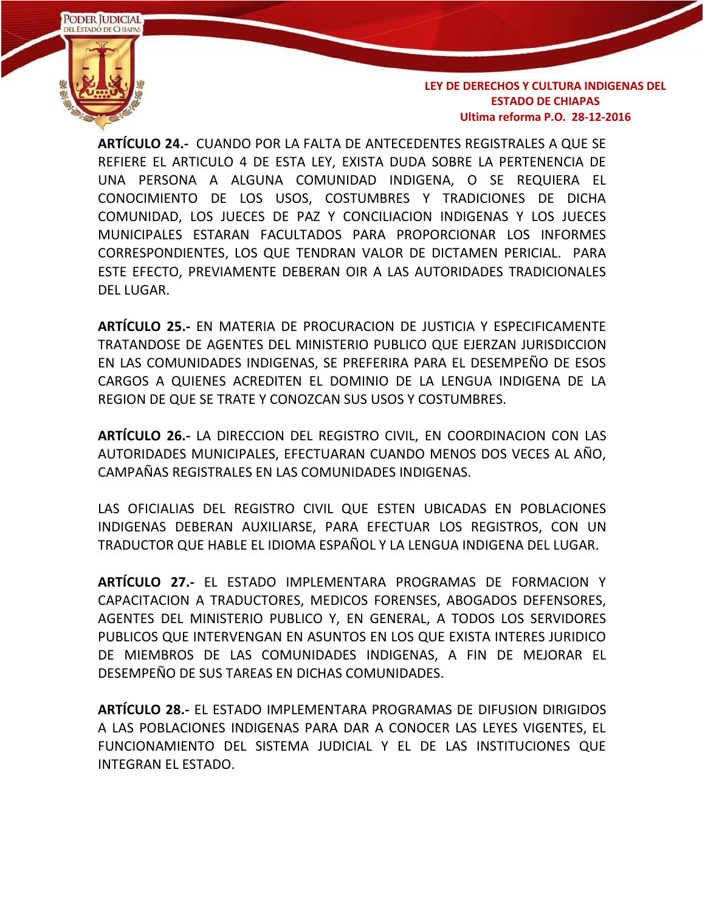**ARTÍCULO 24.-** CUANDO POR LA FALTA DE ANTECEDENTES REGISTRALES A QUE SE REFIERE EL ARTICULO 4 DE ESTA LEY, EXISTA DUDA SOBRE LA PERTENENCIA DE UNA PERSONA A ALGUNA COMUNIDAD INDIGENA, O SE REQUIERA EL CONOCIMIENTO DE LOS USOS, COSTUMBRES Y TRADICIONES DE DICHA COMUNIDAD, LOS JUECES DE PAZ Y CONCILIACION INDIGENAS Y LOS JUECES MUNICIPALES ESTARAN FACULTADOS PARA PROPORCIONAR LOS INFORMES CORRESPONDIENTES, LOS QUE TENDRAN VALOR DE DICTAMEN PERICIAL. PARA ESTE EFECTO, PREVIAMENTE DEBERAN OIR A LAS AUTORIDADES TRADICIONALES DEL LUGAR.

**ARTÍCULO 25.-** EN MATERIA DE PROCURACION DE JUSTICIA Y ESPECIFICAMENTE TRATANDOSE DE AGENTES DEL MINISTERIO PUBLICO QUE EJERZAN JURISDICCION EN LAS COMUNIDADES INDIGENAS, SE PREFERIRA PARA EL DESEMPEÑO DE ESOS CARGOS A QUIENES ACREDITEN EL DOMINIO DE LA LENGUA INDIGENA DE LA REGION DE QUE SE TRATE Y CONOZCAN SUS USOS Y COSTUMBRES.

**ARTÍCULO 26.-** LA DIRECCION DEL REGISTRO CIVIL, EN COORDINACION CON LAS AUTORIDADES MUNICIPALES, EFECTUARAN CUANDO MENOS DOS VECES AL AÑO, CAMPAÑAS REGISTRALES EN LAS COMUNIDADES INDIGENAS.

LAS OFICIALIAS DEL REGISTRO CIVIL QUE ESTEN UBICADAS EN POBLACIONES INDIGENAS DEBERAN AUXILIARSE, PARA EFECTUAR LOS REGISTROS, CON UN TRADUCTOR QUE HABLE EL IDIOMA ESPAÑOL Y LA LENGUA INDIGENA DEL LUGAR.

**ARTÍCULO 27.-** EL ESTADO IMPLEMENTARA PROGRAMAS DE FORMACION Y CAPACITACION A TRADUCTORES, MEDICOS FORENSES, ABOGADOS DEFENSORES, AGENTES DEL MINISTERIO PUBLICO Y, EN GENERAL, A TODOS LOS SERVIDORES PUBLICOS QUE INTERVENGAN EN ASUNTOS EN LOS QUE EXISTA INTERES JURIDICO DE MIEMBROS DE LAS COMUNIDADES INDIGENAS, A FIN DE MEJORAR EL DESEMPEÑO DE SUS TAREAS EN DICHAS COMUNIDADES.

**ARTÍCULO 28.-** EL ESTADO IMPLEMENTARA PROGRAMAS DE DIFUSION DIRIGIDOS A LAS POBLACIONES INDIGENAS PARA DAR A CONOCER LAS LEYES VIGENTES, EL FUNCIONAMIENTO DEL SISTEMA JUDICIAL Y EL DE LAS INSTITUCIONES QUE INTEGRAN EL ESTADO.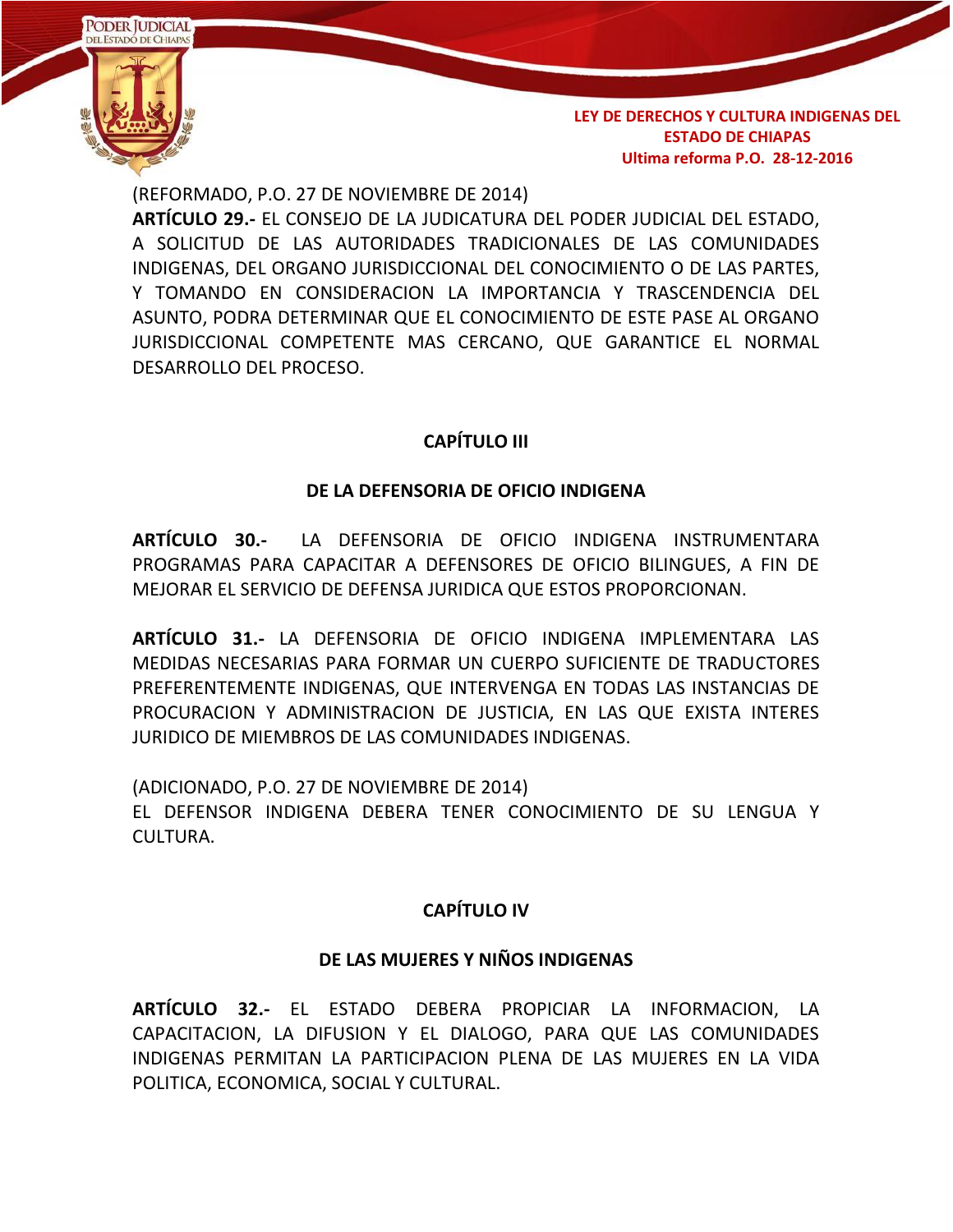(REFORMADO, P.O. 27 DE NOVIEMBRE DE 2014)

**ARTÍCULO 29.-** EL CONSEJO DE LA JUDICATURA DEL PODER JUDICIAL DEL ESTADO, A SOLICITUD DE LAS AUTORIDADES TRADICIONALES DE LAS COMUNIDADES INDIGENAS, DEL ORGANO JURISDICCIONAL DEL CONOCIMIENTO O DE LAS PARTES, Y TOMANDO EN CONSIDERACION LA IMPORTANCIA Y TRASCENDENCIA DEL ASUNTO, PODRA DETERMINAR QUE EL CONOCIMIENTO DE ESTE PASE AL ORGANO JURISDICCIONAL COMPETENTE MAS CERCANO, QUE GARANTICE EL NORMAL DESARROLLO DEL PROCESO.

## CAPÍTULO III

## DE LA DEFENSORIA DE OFICIO INDIGENA

**ARTÍCULO 30.-** LA DEFENSORIA DE OFICIO INDIGENA INSTRUMENTARA PROGRAMAS PARA CAPACITAR A DEFENSORES DE OFICIO BILINGUES, A FIN DE MEJORAR EL SERVICIO DE DEFENSA JURIDICA QUE ESTOS PROPORCIONAN.

**ARTÍCULO 31.-** LA DEFENSORIA DE OFICIO INDIGENA IMPLEMENTARA LAS MEDIDAS NECESARIAS PARA FORMAR UN CUERPO SUFICIENTE DE TRADUCTORES PREFERENTEMENTE INDIGENAS, QUE INTERVENGA EN TODAS LAS INSTANCIAS DE PROCURACION Y ADMINISTRACION DE JUSTICIA, EN LAS QUE EXISTA INTERES JURIDICO DE MIEMBROS DE LAS COMUNIDADES INDIGENAS.

(ADICIONADO, P.O. 27 DE NOVIEMBRE DE 2014)

EL DEFENSOR INDIGENA DEBERA TENER CONOCIMIENTO DE SU LENGUA Y CULTURA.

## CAPÍTULO IV

## DE LAS MUJERES Y NIÑOS INDIGENAS

**ARTÍCULO 32.-** EL ESTADO DEBERA PROPICIAR LA INFORMACION, LA CAPACITACION, LA DIFUSION Y EL DIALOGO, PARA QUE LAS COMUNIDADES INDIGENAS PERMITAN LA PARTICIPACION PLENA DE LAS MUJERES EN LA VIDA POLITICA, ECONOMICA, SOCIAL Y CULTURAL.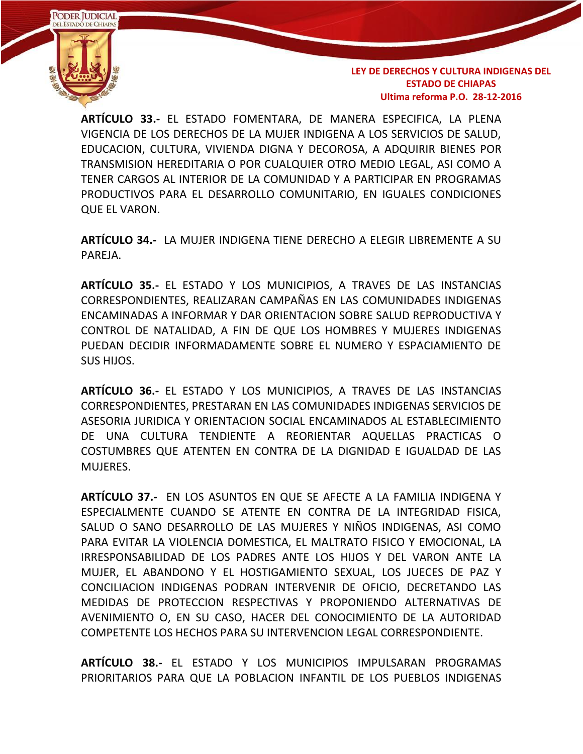**ARTÍCULO 33.-** EL ESTADO FOMENTARA, DE MANERA ESPECIFICA, LA PLENA VIGENCIA DE LOS DERECHOS DE LA MUJER INDIGENA A LOS SERVICIOS DE SALUD, EDUCACION, CULTURA, VIVIENDA DIGNA Y DECOROSA, A ADQUIRIR BIENES POR TRANSMISION HEREDITARIA O POR CUALQUIER OTRO MEDIO LEGAL, ASI COMO A TENER CARGOS AL INTERIOR DE LA COMUNIDAD Y A PARTICIPAR EN PROGRAMAS PRODUCTIVOS PARA EL DESARROLLO COMUNITARIO, EN IGUALES CONDICIONES QUE EL VARON.

**ARTÍCULO 34.-** LA MUJER INDIGENA TIENE DERECHO A ELEGIR LIBREMENTE A SU PAREJA.

**ARTÍCULO 35.-** EL ESTADO Y LOS MUNICIPIOS, A TRAVES DE LAS INSTANCIAS CORRESPONDIENTES, REALIZARAN CAMPAÑAS EN LAS COMUNIDADES INDIGENAS ENCAMINADAS A INFORMAR Y DAR ORIENTACION SOBRE SALUD REPRODUCTIVA Y CONTROL DE NATALIDAD, A FIN DE QUE LOS HOMBRES Y MUJERES INDIGENAS PUEDAN DECIDIR INFORMADAMENTE SOBRE EL NUMERO Y ESPACIAMIENTO DE SUS HIJOS.

**ARTÍCULO 36.-** EL ESTADO Y LOS MUNICIPIOS, A TRAVES DE LAS INSTANCIAS CORRESPONDIENTES, PRESTARAN EN LAS COMUNIDADES INDIGENAS SERVICIOS DE ASESORIA JURIDICA Y ORIENTACION SOCIAL ENCAMINADOS AL ESTABLECIMIENTO DE UNA CULTURA TENDIENTE A REORIENTAR AQUELLAS PRACTICAS O COSTUMBRES QUE ATENTEN EN CONTRA DE LA DIGNIDAD E IGUALDAD DE LAS MUJERES.

**ARTÍCULO 37.-** EN LOS ASUNTOS EN QUE SE AFECTE A LA FAMILIA INDIGENA Y ESPECIALMENTE CUANDO SE ATENTE EN CONTRA DE LA INTEGRIDAD FISICA, SALUD O SANO DESARROLLO DE LAS MUJERES Y NIÑOS INDIGENAS, ASI COMO PARA EVITAR LA VIOLENCIA DOMESTICA, EL MALTRATO FISICO Y EMOCIONAL, LA IRRESPONSABILIDAD DE LOS PADRES ANTE LOS HIJOS Y DEL VARON ANTE LA MUJER, EL ABANDONO Y EL HOSTIGAMIENTO SEXUAL, LOS JUECES DE PAZ Y CONCILIACION INDIGENAS PODRAN INTERVENIR DE OFICIO, DECRETANDO LAS MEDIDAS DE PROTECCION RESPECTIVAS Y PROPONIENDO ALTERNATIVAS DE AVENIMIENTO O, EN SU CASO, HACER DEL CONOCIMIENTO DE LA AUTORIDAD COMPETENTE LOS HECHOS PARA SU INTERVENCION LEGAL CORRESPONDIENTE.

**ARTÍCULO 38.-** EL ESTADO Y LOS MUNICIPIOS IMPULSARAN PROGRAMAS PRIORITARIOS PARA QUE LA POBLACION INFANTIL DE LOS PUEBLOS INDIGENAS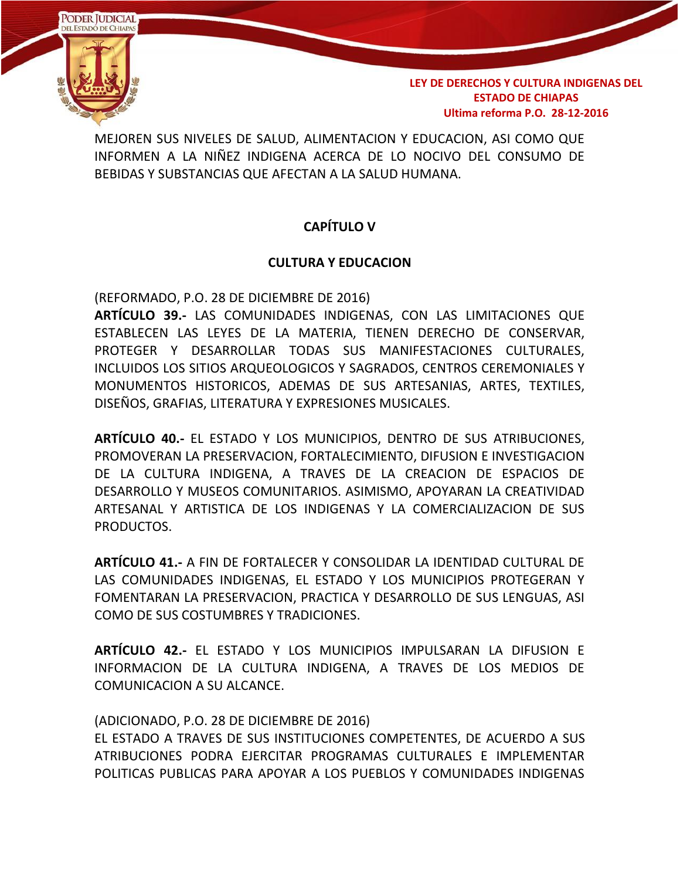MEJOREN SUS NIVELES DE SALUD, ALIMENTACION Y EDUCACION, ASI COMO QUE INFORMEN A LA NIÑEZ INDIGENA ACERCA DE LO NOCIVO DEL CONSUMO DE BEBIDAS Y SUBSTANCIAS QUE AFECTAN A LA SALUD HUMANA.

## CAPÍTULO V

## CULTURA Y EDUCACION

(REFORMADO, P.O. 28 DE DICIEMBRE DE 2016)
**ARTÍCULO 39.-** LAS COMUNIDADES INDIGENAS, CON LAS LIMITACIONES QUE ESTABLECEN LAS LEYES DE LA MATERIA, TIENEN DERECHO DE CONSERVAR, PROTEGER Y DESARROLLAR TODAS SUS MANIFESTACIONES CULTURALES, INCLUIDOS LOS SITIOS ARQUEOLOGICOS Y SAGRADOS, CENTROS CEREMONIALES Y MONUMENTOS HISTORICOS, ADEMAS DE SUS ARTESANIAS, ARTES, TEXTILES, DISEÑOS, GRAFIAS, LITERATURA Y EXPRESIONES MUSICALES.

**ARTÍCULO 40.-** EL ESTADO Y LOS MUNICIPIOS, DENTRO DE SUS ATRIBUCIONES, PROMOVERAN LA PRESERVACION, FORTALECIMIENTO, DIFUSION E INVESTIGACION DE LA CULTURA INDIGENA, A TRAVES DE LA CREACION DE ESPACIOS DE DESARROLLO Y MUSEOS COMUNITARIOS. ASIMISMO, APOYARAN LA CREATIVIDAD ARTESANAL Y ARTISTICA DE LOS INDIGENAS Y LA COMERCIALIZACION DE SUS PRODUCTOS.

**ARTÍCULO 41.-** A FIN DE FORTALECER Y CONSOLIDAR LA IDENTIDAD CULTURAL DE LAS COMUNIDADES INDIGENAS, EL ESTADO Y LOS MUNICIPIOS PROTEGERAN Y FOMENTARAN LA PRESERVACION, PRACTICA Y DESARROLLO DE SUS LENGUAS, ASI COMO DE SUS COSTUMBRES Y TRADICIONES.

**ARTÍCULO 42.-** EL ESTADO Y LOS MUNICIPIOS IMPULSARAN LA DIFUSION E INFORMACION DE LA CULTURA INDIGENA, A TRAVES DE LOS MEDIOS DE COMUNICACION A SU ALCANCE.

(ADICIONADO, P.O. 28 DE DICIEMBRE DE 2016)
EL ESTADO A TRAVES DE SUS INSTITUCIONES COMPETENTES, DE ACUERDO A SUS ATRIBUCIONES PODRA EJERCITAR PROGRAMAS CULTURALES E IMPLEMENTAR POLITICAS PUBLICAS PARA APOYAR A LOS PUEBLOS Y COMUNIDADES INDIGENAS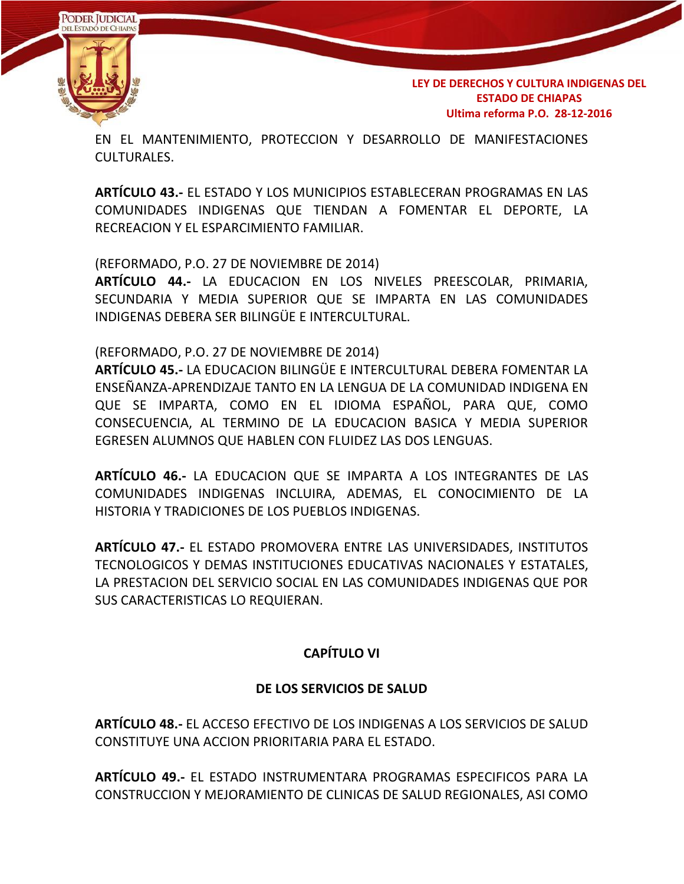EN EL MANTENIMIENTO, PROTECCION Y DESARROLLO DE MANIFESTACIONES CULTURALES.

**ARTÍCULO 43.-** EL ESTADO Y LOS MUNICIPIOS ESTABLECERAN PROGRAMAS EN LAS COMUNIDADES INDIGENAS QUE TIENDAN A FOMENTAR EL DEPORTE, LA RECREACION Y EL ESPARCIMIENTO FAMILIAR.

(REFORMADO, P.O. 27 DE NOVIEMBRE DE 2014)
**ARTÍCULO 44.-** LA EDUCACION EN LOS NIVELES PREESCOLAR, PRIMARIA, SECUNDARIA Y MEDIA SUPERIOR QUE SE IMPARTA EN LAS COMUNIDADES INDIGENAS DEBERA SER BILINGÜE E INTERCULTURAL.

(REFORMADO, P.O. 27 DE NOVIEMBRE DE 2014)
**ARTÍCULO 45.-** LA EDUCACION BILINGÜE E INTERCULTURAL DEBERA FOMENTAR LA ENSEÑANZA-APRENDIZAJE TANTO EN LA LENGUA DE LA COMUNIDAD INDIGENA EN QUE SE IMPARTA, COMO EN EL IDIOMA ESPAÑOL, PARA QUE, COMO CONSECUENCIA, AL TERMINO DE LA EDUCACION BASICA Y MEDIA SUPERIOR EGRESEN ALUMNOS QUE HABLEN CON FLUIDEZ LAS DOS LENGUAS.

**ARTÍCULO 46.-** LA EDUCACION QUE SE IMPARTA A LOS INTEGRANTES DE LAS COMUNIDADES INDIGENAS INCLUIRA, ADEMAS, EL CONOCIMIENTO DE LA HISTORIA Y TRADICIONES DE LOS PUEBLOS INDIGENAS.

**ARTÍCULO 47.-** EL ESTADO PROMOVERA ENTRE LAS UNIVERSIDADES, INSTITUTOS TECNOLOGICOS Y DEMAS INSTITUCIONES EDUCATIVAS NACIONALES Y ESTATALES, LA PRESTACION DEL SERVICIO SOCIAL EN LAS COMUNIDADES INDIGENAS QUE POR SUS CARACTERISTICAS LO REQUIERAN.

## CAPÍTULO VI

## DE LOS SERVICIOS DE SALUD

**ARTÍCULO 48.-** EL ACCESO EFECTIVO DE LOS INDIGENAS A LOS SERVICIOS DE SALUD CONSTITUYE UNA ACCION PRIORITARIA PARA EL ESTADO.

**ARTÍCULO 49.-** EL ESTADO INSTRUMENTARA PROGRAMAS ESPECIFICOS PARA LA CONSTRUCCION Y MEJORAMIENTO DE CLINICAS DE SALUD REGIONALES, ASI COMO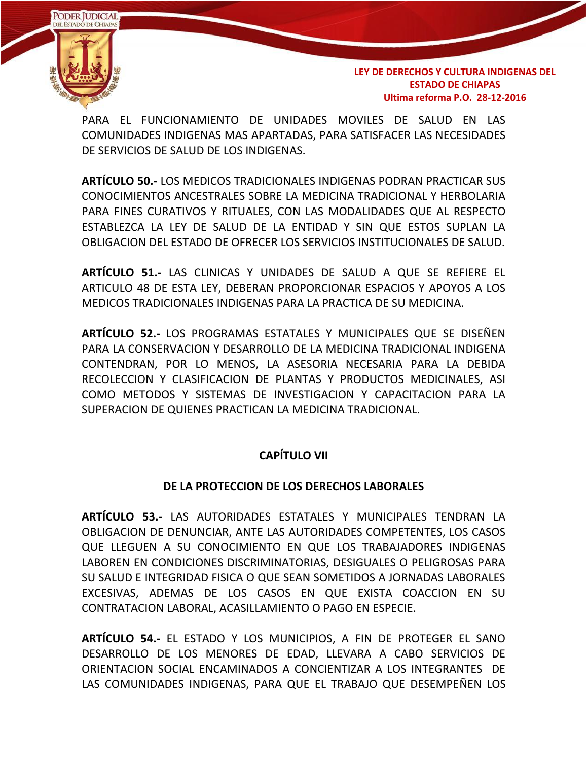PARA EL FUNCIONAMIENTO DE UNIDADES MOVILES DE SALUD EN LAS COMUNIDADES INDIGENAS MAS APARTADAS, PARA SATISFACER LAS NECESIDADES DE SERVICIOS DE SALUD DE LOS INDIGENAS.

**ARTÍCULO 50.-** LOS MEDICOS TRADICIONALES INDIGENAS PODRAN PRACTICAR SUS CONOCIMIENTOS ANCESTRALES SOBRE LA MEDICINA TRADICIONAL Y HERBOLARIA PARA FINES CURATIVOS Y RITUALES, CON LAS MODALIDADES QUE AL RESPECTO ESTABLEZCA LA LEY DE SALUD DE LA ENTIDAD Y SIN QUE ESTOS SUPLAN LA OBLIGACION DEL ESTADO DE OFRECER LOS SERVICIOS INSTITUCIONALES DE SALUD.

**ARTÍCULO 51.-** LAS CLINICAS Y UNIDADES DE SALUD A QUE SE REFIERE EL ARTICULO 48 DE ESTA LEY, DEBERAN PROPORCIONAR ESPACIOS Y APOYOS A LOS MEDICOS TRADICIONALES INDIGENAS PARA LA PRACTICA DE SU MEDICINA.

**ARTÍCULO 52.-** LOS PROGRAMAS ESTATALES Y MUNICIPALES QUE SE DISEÑEN PARA LA CONSERVACION Y DESARROLLO DE LA MEDICINA TRADICIONAL INDIGENA CONTENDRAN, POR LO MENOS, LA ASESORIA NECESARIA PARA LA DEBIDA RECOLECCION Y CLASIFICACION DE PLANTAS Y PRODUCTOS MEDICINALES, ASI COMO METODOS Y SISTEMAS DE INVESTIGACION Y CAPACITACION PARA LA SUPERACION DE QUIENES PRACTICAN LA MEDICINA TRADICIONAL.

## CAPÍTULO VII

## DE LA PROTECCION DE LOS DERECHOS LABORALES

**ARTÍCULO 53.-** LAS AUTORIDADES ESTATALES Y MUNICIPALES TENDRAN LA OBLIGACION DE DENUNCIAR, ANTE LAS AUTORIDADES COMPETENTES, LOS CASOS QUE LLEGUEN A SU CONOCIMIENTO EN QUE LOS TRABAJADORES INDIGENAS LABOREN EN CONDICIONES DISCRIMINATORIAS, DESIGUALES O PELIGROSAS PARA SU SALUD E INTEGRIDAD FISICA O QUE SEAN SOMETIDOS A JORNADAS LABORALES EXCESIVAS, ADEMAS DE LOS CASOS EN QUE EXISTA COACCION EN SU CONTRATACION LABORAL, ACASILLAMIENTO O PAGO EN ESPECIE.

**ARTÍCULO 54.-** EL ESTADO Y LOS MUNICIPIOS, A FIN DE PROTEGER EL SANO DESARROLLO DE LOS MENORES DE EDAD, LLEVARA A CABO SERVICIOS DE ORIENTACION SOCIAL ENCAMINADOS A CONCIENTIZAR A LOS INTEGRANTES DE LAS COMUNIDADES INDIGENAS, PARA QUE EL TRABAJO QUE DESEMPEÑEN LOS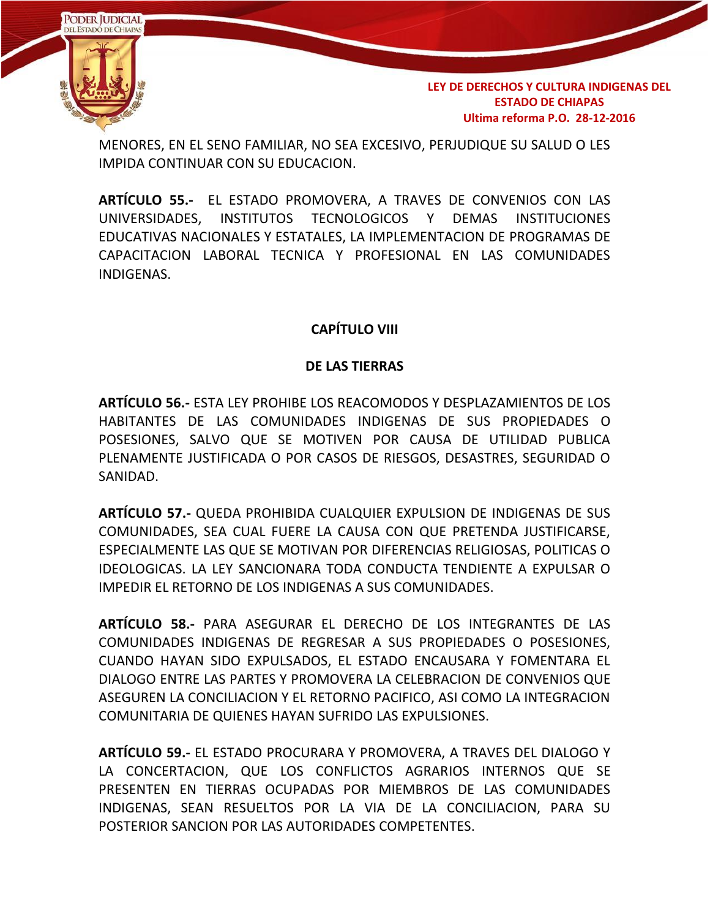MENORES, EN EL SENO FAMILIAR, NO SEA EXCESIVO, PERJUDIQUE SU SALUD O LES IMPIDA CONTINUAR CON SU EDUCACION.

**ARTÍCULO 55.-** EL ESTADO PROMOVERA, A TRAVES DE CONVENIOS CON LAS UNIVERSIDADES, INSTITUTOS TECNOLOGICOS Y DEMAS INSTITUCIONES EDUCATIVAS NACIONALES Y ESTATALES, LA IMPLEMENTACION DE PROGRAMAS DE CAPACITACION LABORAL TECNICA Y PROFESIONAL EN LAS COMUNIDADES INDIGENAS.

## CAPÍTULO VIII

## DE LAS TIERRAS

**ARTÍCULO 56.-** ESTA LEY PROHIBE LOS REACOMODOS Y DESPLAZAMIENTOS DE LOS HABITANTES DE LAS COMUNIDADES INDIGENAS DE SUS PROPIEDADES O POSESIONES, SALVO QUE SE MOTIVEN POR CAUSA DE UTILIDAD PUBLICA PLENAMENTE JUSTIFICADA O POR CASOS DE RIESGOS, DESASTRES, SEGURIDAD O SANIDAD.

**ARTÍCULO 57.-** QUEDA PROHIBIDA CUALQUIER EXPULSION DE INDIGENAS DE SUS COMUNIDADES, SEA CUAL FUERE LA CAUSA CON QUE PRETENDA JUSTIFICARSE, ESPECIALMENTE LAS QUE SE MOTIVAN POR DIFERENCIAS RELIGIOSAS, POLITICAS O IDEOLOGICAS. LA LEY SANCIONARA TODA CONDUCTA TENDIENTE A EXPULSAR O IMPEDIR EL RETORNO DE LOS INDIGENAS A SUS COMUNIDADES.

**ARTÍCULO 58.-** PARA ASEGURAR EL DERECHO DE LOS INTEGRANTES DE LAS COMUNIDADES INDIGENAS DE REGRESAR A SUS PROPIEDADES O POSESIONES, CUANDO HAYAN SIDO EXPULSADOS, EL ESTADO ENCAUSARA Y FOMENTARA EL DIALOGO ENTRE LAS PARTES Y PROMOVERA LA CELEBRACION DE CONVENIOS QUE ASEGUREN LA CONCILIACION Y EL RETORNO PACIFICO, ASI COMO LA INTEGRACION COMUNITARIA DE QUIENES HAYAN SUFRIDO LAS EXPULSIONES.

**ARTÍCULO 59.-** EL ESTADO PROCURARA Y PROMOVERA, A TRAVES DEL DIALOGO Y LA CONCERTACION, QUE LOS CONFLICTOS AGRARIOS INTERNOS QUE SE PRESENTEN EN TIERRAS OCUPADAS POR MIEMBROS DE LAS COMUNIDADES INDIGENAS, SEAN RESUELTOS POR LA VIA DE LA CONCILIACION, PARA SU POSTERIOR SANCION POR LAS AUTORIDADES COMPETENTES.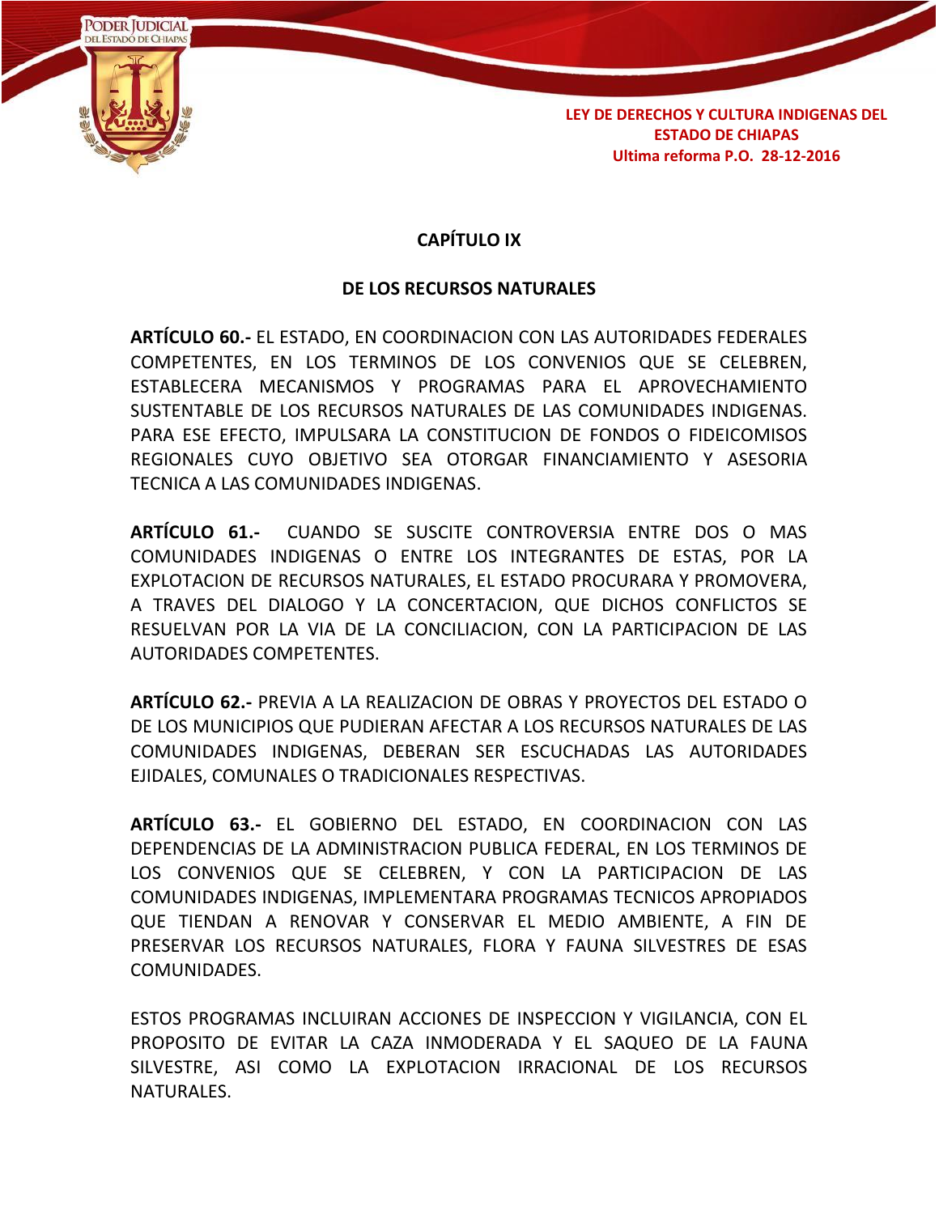## CAPÍTULO IX

## DE LOS RECURSOS NATURALES

**ARTÍCULO 60.-** EL ESTADO, EN COORDINACION CON LAS AUTORIDADES FEDERALES COMPETENTES, EN LOS TERMINOS DE LOS CONVENIOS QUE SE CELEBREN, ESTABLECERA MECANISMOS Y PROGRAMAS PARA EL APROVECHAMIENTO SUSTENTABLE DE LOS RECURSOS NATURALES DE LAS COMUNIDADES INDIGENAS. PARA ESE EFECTO, IMPULSARA LA CONSTITUCION DE FONDOS O FIDEICOMISOS REGIONALES CUYO OBJETIVO SEA OTORGAR FINANCIAMIENTO Y ASESORIA TECNICA A LAS COMUNIDADES INDIGENAS.

**ARTÍCULO 61.-** CUANDO SE SUSCITE CONTROVERSIA ENTRE DOS O MAS COMUNIDADES INDIGENAS O ENTRE LOS INTEGRANTES DE ESTAS, POR LA EXPLOTACION DE RECURSOS NATURALES, EL ESTADO PROCURARA Y PROMOVERA, A TRAVES DEL DIALOGO Y LA CONCERTACION, QUE DICHOS CONFLICTOS SE RESUELVAN POR LA VIA DE LA CONCILIACION, CON LA PARTICIPACION DE LAS AUTORIDADES COMPETENTES.

**ARTÍCULO 62.-** PREVIA A LA REALIZACION DE OBRAS Y PROYECTOS DEL ESTADO O DE LOS MUNICIPIOS QUE PUDIERAN AFECTAR A LOS RECURSOS NATURALES DE LAS COMUNIDADES INDIGENAS, DEBERAN SER ESCUCHADAS LAS AUTORIDADES EJIDALES, COMUNALES O TRADICIONALES RESPECTIVAS.

**ARTÍCULO 63.-** EL GOBIERNO DEL ESTADO, EN COORDINACION CON LAS DEPENDENCIAS DE LA ADMINISTRACION PUBLICA FEDERAL, EN LOS TERMINOS DE LOS CONVENIOS QUE SE CELEBREN, Y CON LA PARTICIPACION DE LAS COMUNIDADES INDIGENAS, IMPLEMENTARA PROGRAMAS TECNICOS APROPIADOS QUE TIENDAN A RENOVAR Y CONSERVAR EL MEDIO AMBIENTE, A FIN DE PRESERVAR LOS RECURSOS NATURALES, FLORA Y FAUNA SILVESTRES DE ESAS COMUNIDADES.

ESTOS PROGRAMAS INCLUIRAN ACCIONES DE INSPECCION Y VIGILANCIA, CON EL PROPOSITO DE EVITAR LA CAZA INMODERADA Y EL SAQUEO DE LA FAUNA SILVESTRE, ASI COMO LA EXPLOTACION IRRACIONAL DE LOS RECURSOS NATURALES.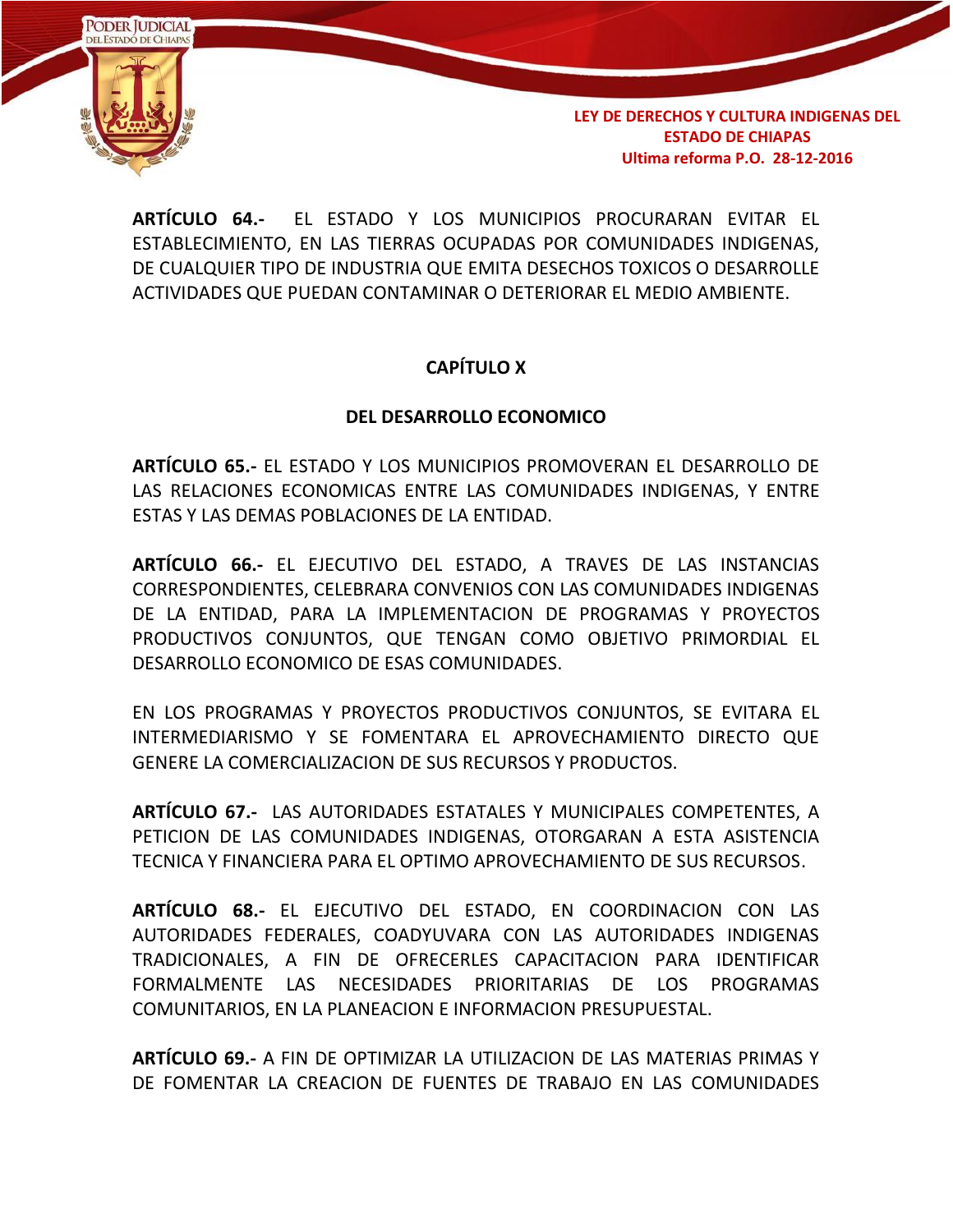**ARTÍCULO 64.-** EL ESTADO Y LOS MUNICIPIOS PROCURARAN EVITAR EL ESTABLECIMIENTO, EN LAS TIERRAS OCUPADAS POR COMUNIDADES INDIGENAS, DE CUALQUIER TIPO DE INDUSTRIA QUE EMITA DESECHOS TOXICOS O DESARROLLE ACTIVIDADES QUE PUEDAN CONTAMINAR O DETERIORAR EL MEDIO AMBIENTE.

## CAPÍTULO X

## DEL DESARROLLO ECONOMICO

**ARTÍCULO 65.-** EL ESTADO Y LOS MUNICIPIOS PROMOVERAN EL DESARROLLO DE LAS RELACIONES ECONOMICAS ENTRE LAS COMUNIDADES INDIGENAS, Y ENTRE ESTAS Y LAS DEMAS POBLACIONES DE LA ENTIDAD.

**ARTÍCULO 66.-** EL EJECUTIVO DEL ESTADO, A TRAVES DE LAS INSTANCIAS CORRESPONDIENTES, CELEBRARA CONVENIOS CON LAS COMUNIDADES INDIGENAS DE LA ENTIDAD, PARA LA IMPLEMENTACION DE PROGRAMAS Y PROYECTOS PRODUCTIVOS CONJUNTOS, QUE TENGAN COMO OBJETIVO PRIMORDIAL EL DESARROLLO ECONOMICO DE ESAS COMUNIDADES.

EN LOS PROGRAMAS Y PROYECTOS PRODUCTIVOS CONJUNTOS, SE EVITARA EL INTERMEDIARISMO Y SE FOMENTARA EL APROVECHAMIENTO DIRECTO QUE GENERE LA COMERCIALIZACION DE SUS RECURSOS Y PRODUCTOS.

**ARTÍCULO 67.-** LAS AUTORIDADES ESTATALES Y MUNICIPALES COMPETENTES, A PETICION DE LAS COMUNIDADES INDIGENAS, OTORGARAN A ESTA ASISTENCIA TECNICA Y FINANCIERA PARA EL OPTIMO APROVECHAMIENTO DE SUS RECURSOS.

**ARTÍCULO 68.-** EL EJECUTIVO DEL ESTADO, EN COORDINACION CON LAS AUTORIDADES FEDERALES, COADYUVARA CON LAS AUTORIDADES INDIGENAS TRADICIONALES, A FIN DE OFRECERLES CAPACITACION PARA IDENTIFICAR FORMALMENTE LAS NECESIDADES PRIORITARIAS DE LOS PROGRAMAS COMUNITARIOS, EN LA PLANEACION E INFORMACION PRESUPUESTAL.

**ARTÍCULO 69.-** A FIN DE OPTIMIZAR LA UTILIZACION DE LAS MATERIAS PRIMAS Y DE FOMENTAR LA CREACION DE FUENTES DE TRABAJO EN LAS COMUNIDADES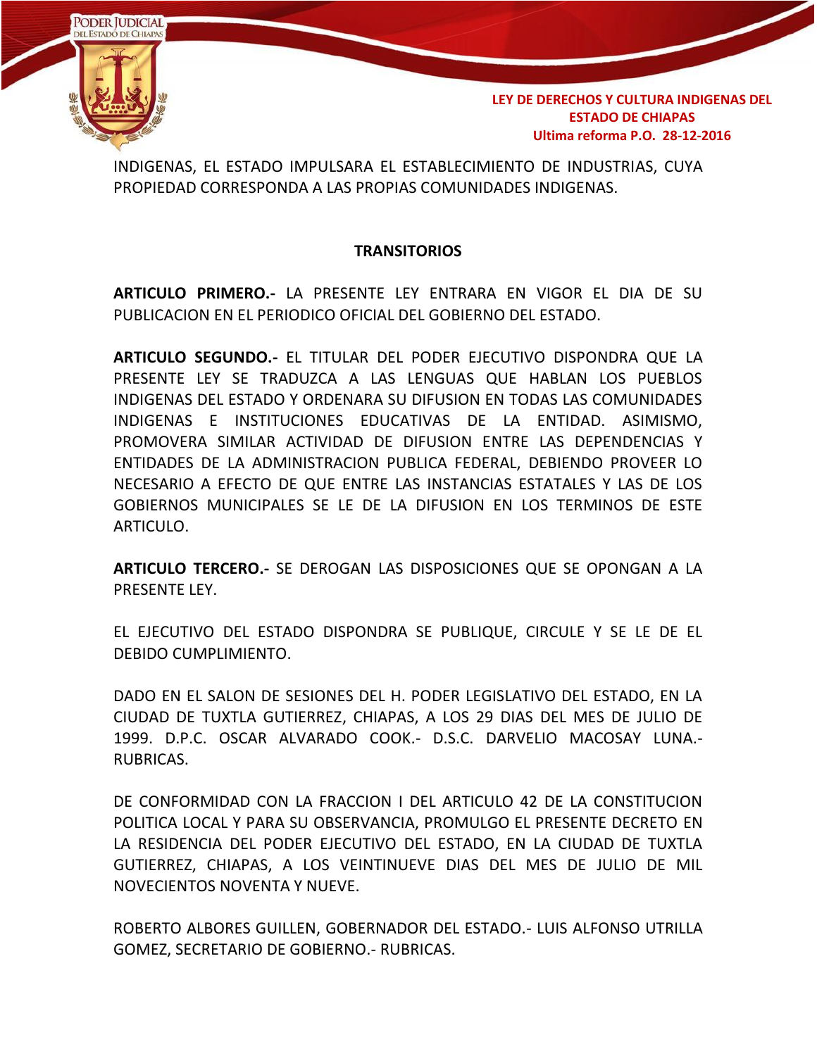INDIGENAS, EL ESTADO IMPULSARA EL ESTABLECIMIENTO DE INDUSTRIAS, CUYA PROPIEDAD CORRESPONDA A LAS PROPIAS COMUNIDADES INDIGENAS.

## TRANSITORIOS

**ARTICULO PRIMERO.-** LA PRESENTE LEY ENTRARA EN VIGOR EL DIA DE SU PUBLICACION EN EL PERIODICO OFICIAL DEL GOBIERNO DEL ESTADO.

**ARTICULO SEGUNDO.-** EL TITULAR DEL PODER EJECUTIVO DISPONDRA QUE LA PRESENTE LEY SE TRADUZCA A LAS LENGUAS QUE HABLAN LOS PUEBLOS INDIGENAS DEL ESTADO Y ORDENARA SU DIFUSION EN TODAS LAS COMUNIDADES INDIGENAS E INSTITUCIONES EDUCATIVAS DE LA ENTIDAD. ASIMISMO, PROMOVERA SIMILAR ACTIVIDAD DE DIFUSION ENTRE LAS DEPENDENCIAS Y ENTIDADES DE LA ADMINISTRACION PUBLICA FEDERAL, DEBIENDO PROVEER LO NECESARIO A EFECTO DE QUE ENTRE LAS INSTANCIAS ESTATALES Y LAS DE LOS GOBIERNOS MUNICIPALES SE LE DE LA DIFUSION EN LOS TERMINOS DE ESTE ARTICULO.

**ARTICULO TERCERO.-** SE DEROGAN LAS DISPOSICIONES QUE SE OPONGAN A LA PRESENTE LEY.

EL EJECUTIVO DEL ESTADO DISPONDRA SE PUBLIQUE, CIRCULE Y SE LE DE EL DEBIDO CUMPLIMIENTO.

DADO EN EL SALON DE SESIONES DEL H. PODER LEGISLATIVO DEL ESTADO, EN LA CIUDAD DE TUXTLA GUTIERREZ, CHIAPAS, A LOS 29 DIAS DEL MES DE JULIO DE 1999. D.P.C. OSCAR ALVARADO COOK.- D.S.C. DARVELIO MACOSAY LUNA.- RUBRICAS.

DE CONFORMIDAD CON LA FRACCION I DEL ARTICULO 42 DE LA CONSTITUCION POLITICA LOCAL Y PARA SU OBSERVANCIA, PROMULGO EL PRESENTE DECRETO EN LA RESIDENCIA DEL PODER EJECUTIVO DEL ESTADO, EN LA CIUDAD DE TUXTLA GUTIERREZ, CHIAPAS, A LOS VEINTINUEVE DIAS DEL MES DE JULIO DE MIL NOVECIENTOS NOVENTA Y NUEVE.

ROBERTO ALBORES GUILLEN, GOBERNADOR DEL ESTADO.- LUIS ALFONSO UTRILLA GOMEZ, SECRETARIO DE GOBIERNO.- RUBRICAS.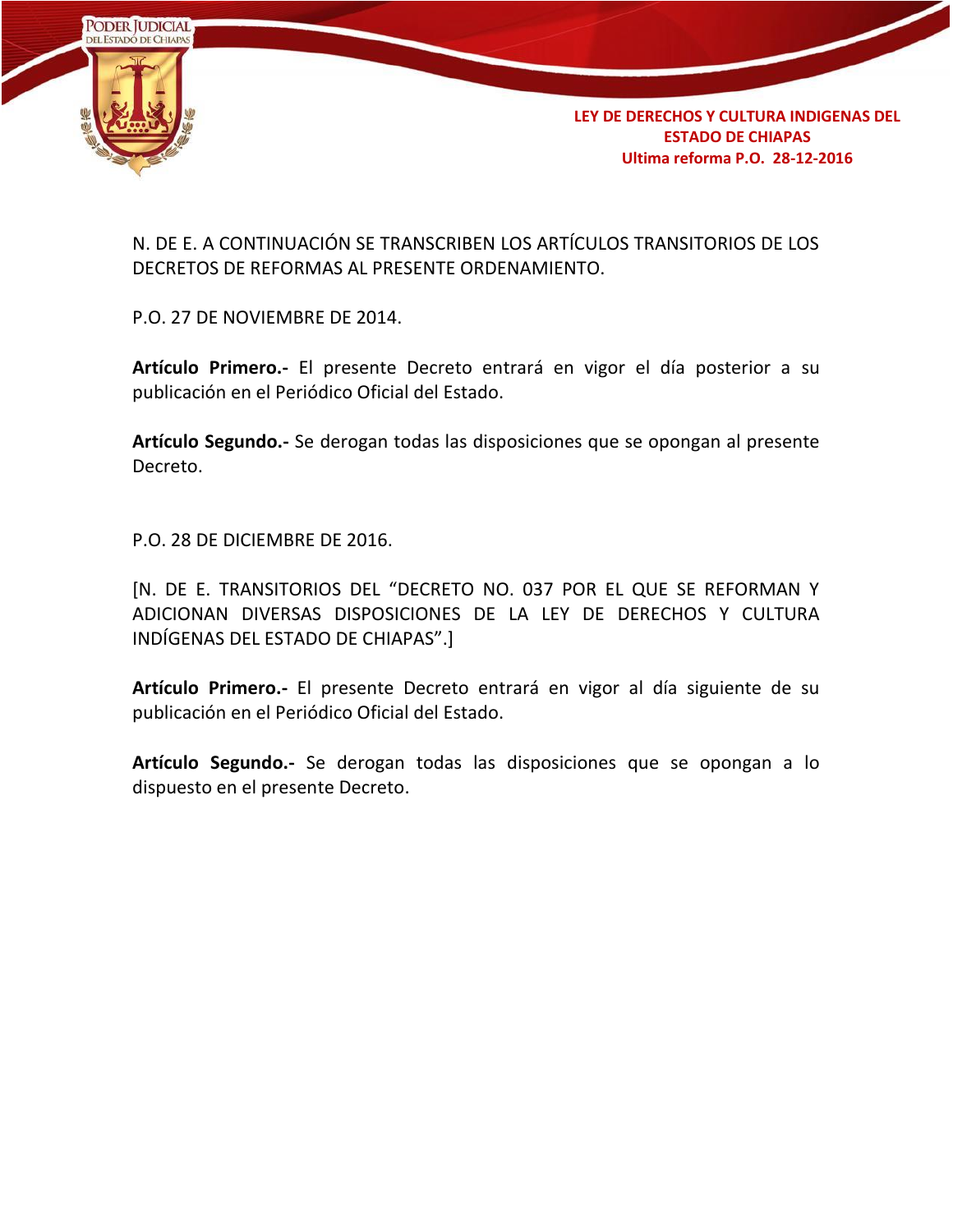N. DE E. A CONTINUACIÓN SE TRANSCRIBEN LOS ARTÍCULOS TRANSITORIOS DE LOS DECRETOS DE REFORMAS AL PRESENTE ORDENAMIENTO.

P.O. 27 DE NOVIEMBRE DE 2014.

**Artículo Primero.-** El presente Decreto entrará en vigor el día posterior a su publicación en el Periódico Oficial del Estado.

**Artículo Segundo.-** Se derogan todas las disposiciones que se opongan al presente Decreto.

P.O. 28 DE DICIEMBRE DE 2016.

[N. DE E. TRANSITORIOS DEL "DECRETO NO. 037 POR EL QUE SE REFORMAN Y ADICIONAN DIVERSAS DISPOSICIONES DE LA LEY DE DERECHOS Y CULTURA INDÍGENAS DEL ESTADO DE CHIAPAS".]

**Artículo Primero.-** El presente Decreto entrará en vigor al día siguiente de su publicación en el Periódico Oficial del Estado.

**Artículo Segundo.-** Se derogan todas las disposiciones que se opongan a lo dispuesto en el presente Decreto.